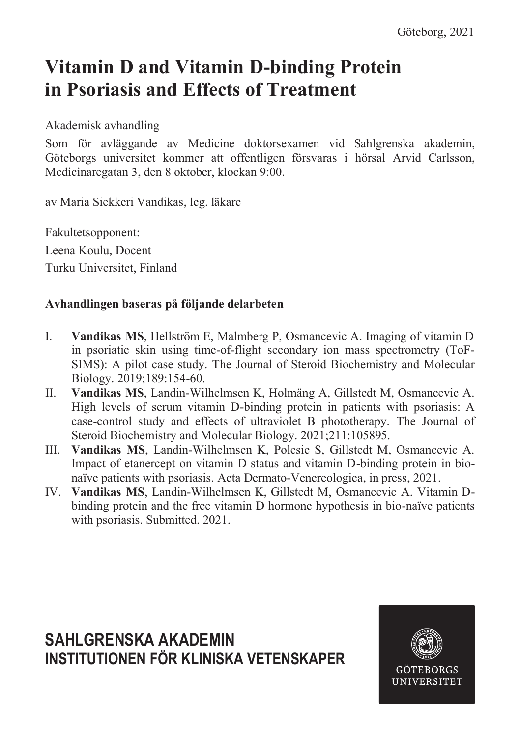Göteborg, 2021

# Vitamin D and Vitamin D-binding Protein in Psoriasis and Effects of Treatment

Akademisk avhandling

Som för avläggande av Medicine doktorsexamen vid Sahlgrenska akademin, Göteborgs universitet kommer att offentligen försvaras i hörsal Arvid Carlsson, Medicinaregatan 3, den 8 oktober, klockan 9:00.

av Maria Siekkeri Vandikas, leg. läkare

Fakultetsopponent:
Leena Koulu, Docent
Turku Universitet, Finland

**Avhandlingen baseras på följande delarbeten**

I. **Vandikas MS**, Hellström E, Malmberg P, Osmancevic A. Imaging of vitamin D in psoriatic skin using time-of-flight secondary ion mass spectrometry (ToF-SIMS): A pilot case study. The Journal of Steroid Biochemistry and Molecular Biology. 2019;189:154-60.

II. **Vandikas MS**, Landin-Wilhelmsen K, Holmäng A, Gillstedt M, Osmancevic A. High levels of serum vitamin D-binding protein in patients with psoriasis: A case-control study and effects of ultraviolet B phototherapy. The Journal of Steroid Biochemistry and Molecular Biology. 2021;211:105895.

III. **Vandikas MS**, Landin-Wilhelmsen K, Polesie S, Gillstedt M, Osmancevic A. Impact of etanercept on vitamin D status and vitamin D-binding protein in bio-naïve patients with psoriasis. Acta Dermato-Venereologica, in press, 2021.

IV. **Vandikas MS**, Landin-Wilhelmsen K, Gillstedt M, Osmancevic A. Vitamin D-binding protein and the free vitamin D hormone hypothesis in bio-naïve patients with psoriasis. Submitted. 2021.

**SAHLGRENSKA AKADEMIN**
**INSTITUTIONEN FÖR KLINISKA VETENSKAPER**

GÖTEBORGS UNIVERSITET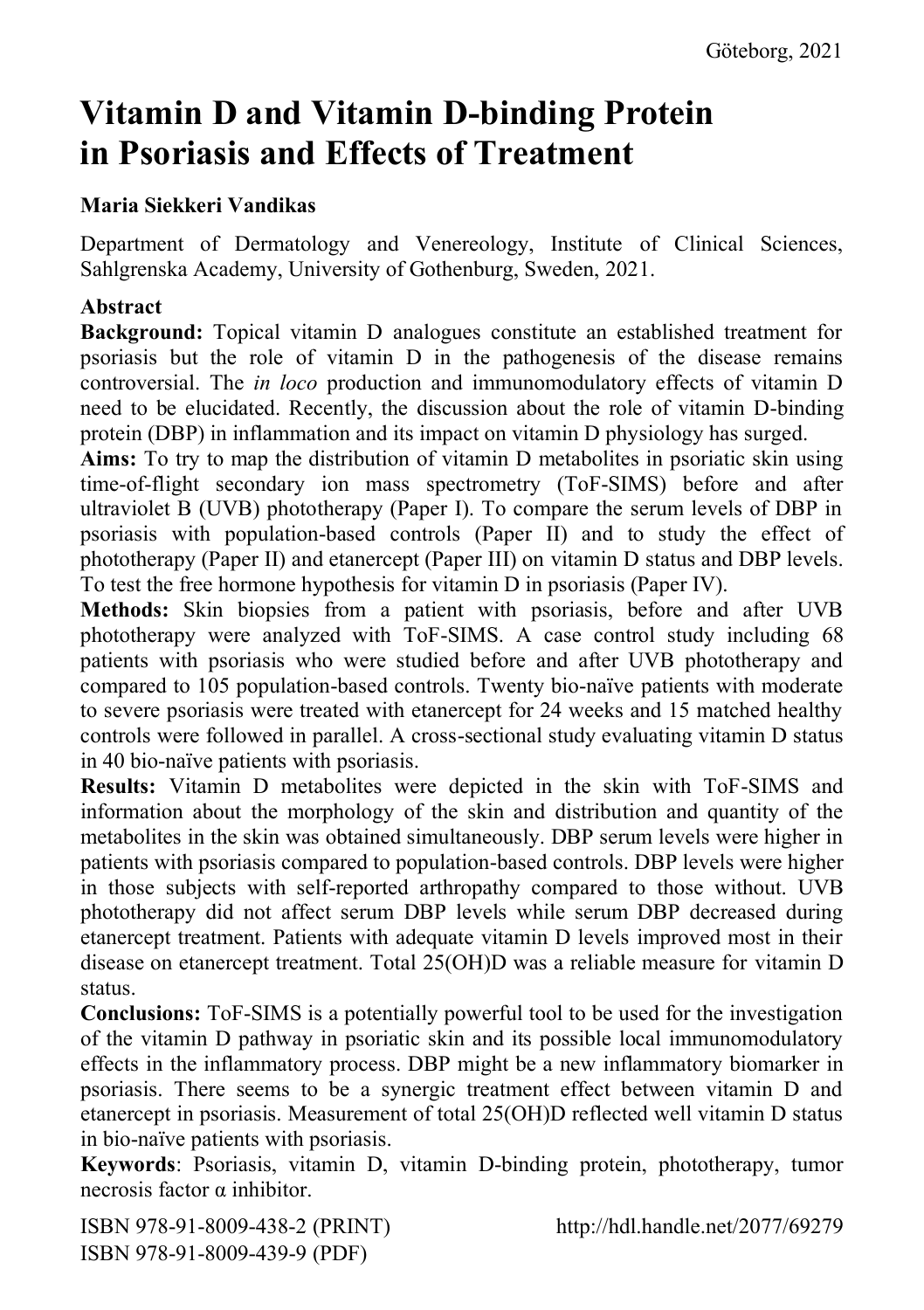Göteborg, 2021

# Vitamin D and Vitamin D-binding Protein in Psoriasis and Effects of Treatment

**Maria Siekkeri Vandikas**

Department of Dermatology and Venereology, Institute of Clinical Sciences, Sahlgrenska Academy, University of Gothenburg, Sweden, 2021.

**Abstract**

**Background:** Topical vitamin D analogues constitute an established treatment for psoriasis but the role of vitamin D in the pathogenesis of the disease remains controversial. The *in loco* production and immunomodulatory effects of vitamin D need to be elucidated. Recently, the discussion about the role of vitamin D-binding protein (DBP) in inflammation and its impact on vitamin D physiology has surged.

**Aims:** To try to map the distribution of vitamin D metabolites in psoriatic skin using time-of-flight secondary ion mass spectrometry (ToF-SIMS) before and after ultraviolet B (UVB) phototherapy (Paper I). To compare the serum levels of DBP in psoriasis with population-based controls (Paper II) and to study the effect of phototherapy (Paper II) and etanercept (Paper III) on vitamin D status and DBP levels. To test the free hormone hypothesis for vitamin D in psoriasis (Paper IV).

**Methods:** Skin biopsies from a patient with psoriasis, before and after UVB phototherapy were analyzed with ToF-SIMS. A case control study including 68 patients with psoriasis who were studied before and after UVB phototherapy and compared to 105 population-based controls. Twenty bio-naïve patients with moderate to severe psoriasis were treated with etanercept for 24 weeks and 15 matched healthy controls were followed in parallel. A cross-sectional study evaluating vitamin D status in 40 bio-naïve patients with psoriasis.

**Results:** Vitamin D metabolites were depicted in the skin with ToF-SIMS and information about the morphology of the skin and distribution and quantity of the metabolites in the skin was obtained simultaneously. DBP serum levels were higher in patients with psoriasis compared to population-based controls. DBP levels were higher in those subjects with self-reported arthropathy compared to those without. UVB phototherapy did not affect serum DBP levels while serum DBP decreased during etanercept treatment. Patients with adequate vitamin D levels improved most in their disease on etanercept treatment. Total 25(OH)D was a reliable measure for vitamin D status.

**Conclusions:** ToF-SIMS is a potentially powerful tool to be used for the investigation of the vitamin D pathway in psoriatic skin and its possible local immunomodulatory effects in the inflammatory process. DBP might be a new inflammatory biomarker in psoriasis. There seems to be a synergic treatment effect between vitamin D and etanercept in psoriasis. Measurement of total 25(OH)D reflected well vitamin D status in bio-naïve patients with psoriasis.

**Keywords**: Psoriasis, vitamin D, vitamin D-binding protein, phototherapy, tumor necrosis factor α inhibitor.

ISBN 978-91-8009-438-2 (PRINT)
ISBN 978-91-8009-439-9 (PDF)

http://hdl.handle.net/2077/69279